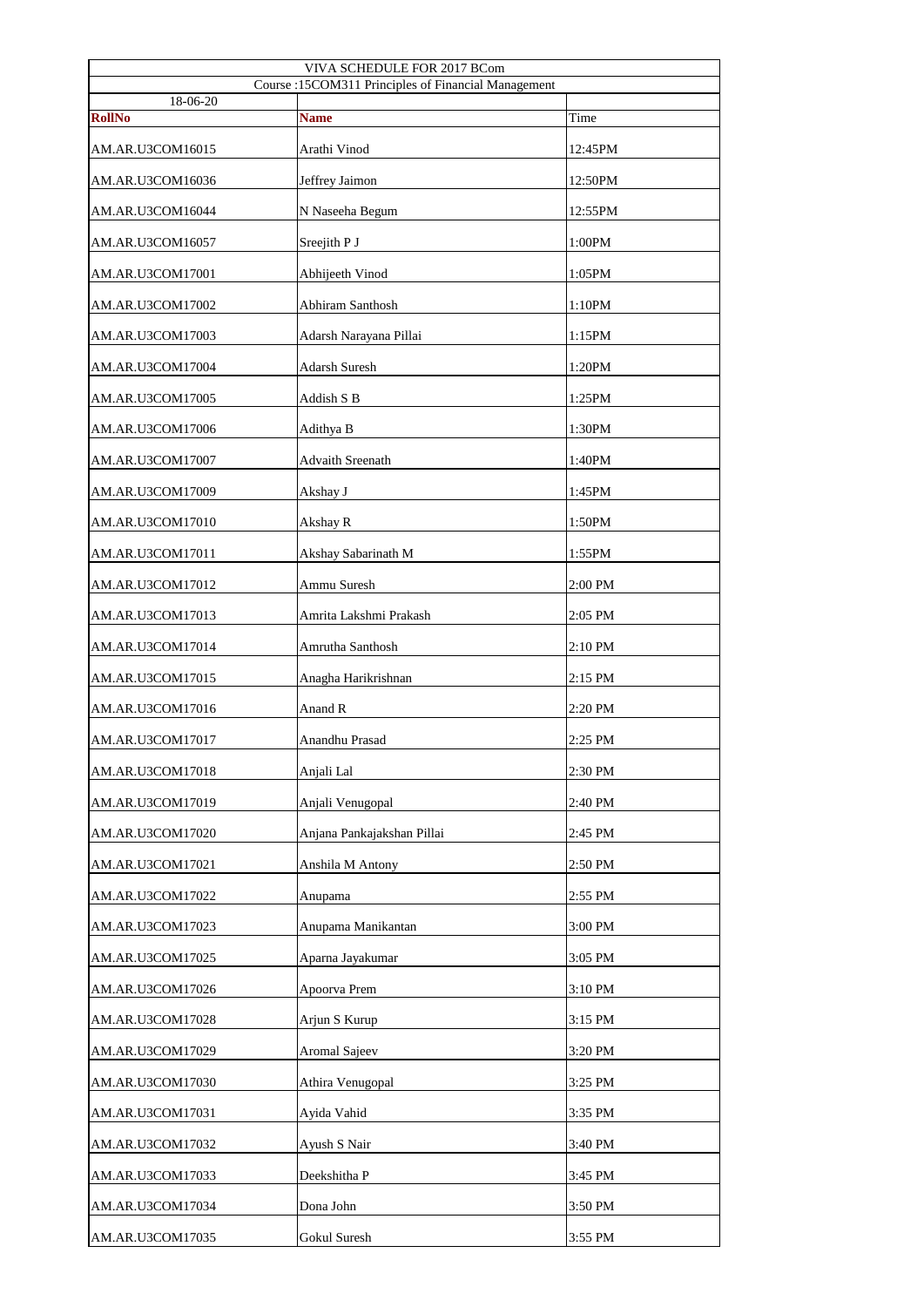| VIVA SCHEDULE FOR 2017 BCom | | |
|---|---|---|
| Course :15COM311 Principles of Financial Management | | |
| 18-06-20 | | |
| **RollNo** | **Name** | Time |
| AM.AR.U3COM16015 | Arathi Vinod | 12:45PM |
| AM.AR.U3COM16036 | Jeffrey Jaimon | 12:50PM |
| AM.AR.U3COM16044 | N Naseeha Begum | 12:55PM |
| AM.AR.U3COM16057 | Sreejith P J | 1:00PM |
| AM.AR.U3COM17001 | Abhijeeth Vinod | 1:05PM |
| AM.AR.U3COM17002 | Abhiram Santhosh | 1:10PM |
| AM.AR.U3COM17003 | Adarsh Narayana Pillai | 1:15PM |
| AM.AR.U3COM17004 | Adarsh Suresh | 1:20PM |
| AM.AR.U3COM17005 | Addish S B | 1:25PM |
| AM.AR.U3COM17006 | Adithya B | 1:30PM |
| AM.AR.U3COM17007 | Advaith Sreenath | 1:40PM |
| AM.AR.U3COM17009 | Akshay J | 1:45PM |
| AM.AR.U3COM17010 | Akshay R | 1:50PM |
| AM.AR.U3COM17011 | Akshay Sabarinath M | 1:55PM |
| AM.AR.U3COM17012 | Ammu Suresh | 2:00 PM |
| AM.AR.U3COM17013 | Amrita Lakshmi Prakash | 2:05 PM |
| AM.AR.U3COM17014 | Amrutha Santhosh | 2:10 PM |
| AM.AR.U3COM17015 | Anagha Harikrishnan | 2:15 PM |
| AM.AR.U3COM17016 | Anand R | 2:20 PM |
| AM.AR.U3COM17017 | Anandhu Prasad | 2:25 PM |
| AM.AR.U3COM17018 | Anjali Lal | 2:30 PM |
| AM.AR.U3COM17019 | Anjali Venugopal | 2:40 PM |
| AM.AR.U3COM17020 | Anjana Pankajakshan Pillai | 2:45 PM |
| AM.AR.U3COM17021 | Anshila M Antony | 2:50 PM |
| AM.AR.U3COM17022 | Anupama | 2:55 PM |
| AM.AR.U3COM17023 | Anupama Manikantan | 3:00 PM |
| AM.AR.U3COM17025 | Aparna Jayakumar | 3:05 PM |
| AM.AR.U3COM17026 | Apoorva Prem | 3:10 PM |
| AM.AR.U3COM17028 | Arjun S Kurup | 3:15 PM |
| AM.AR.U3COM17029 | Aromal Sajeev | 3:20 PM |
| AM.AR.U3COM17030 | Athira Venugopal | 3:25 PM |
| AM.AR.U3COM17031 | Ayida Vahid | 3:35 PM |
| AM.AR.U3COM17032 | Ayush S Nair | 3:40 PM |
| AM.AR.U3COM17033 | Deekshitha P | 3:45 PM |
| AM.AR.U3COM17034 | Dona John | 3:50 PM |
| AM.AR.U3COM17035 | Gokul Suresh | 3:55 PM |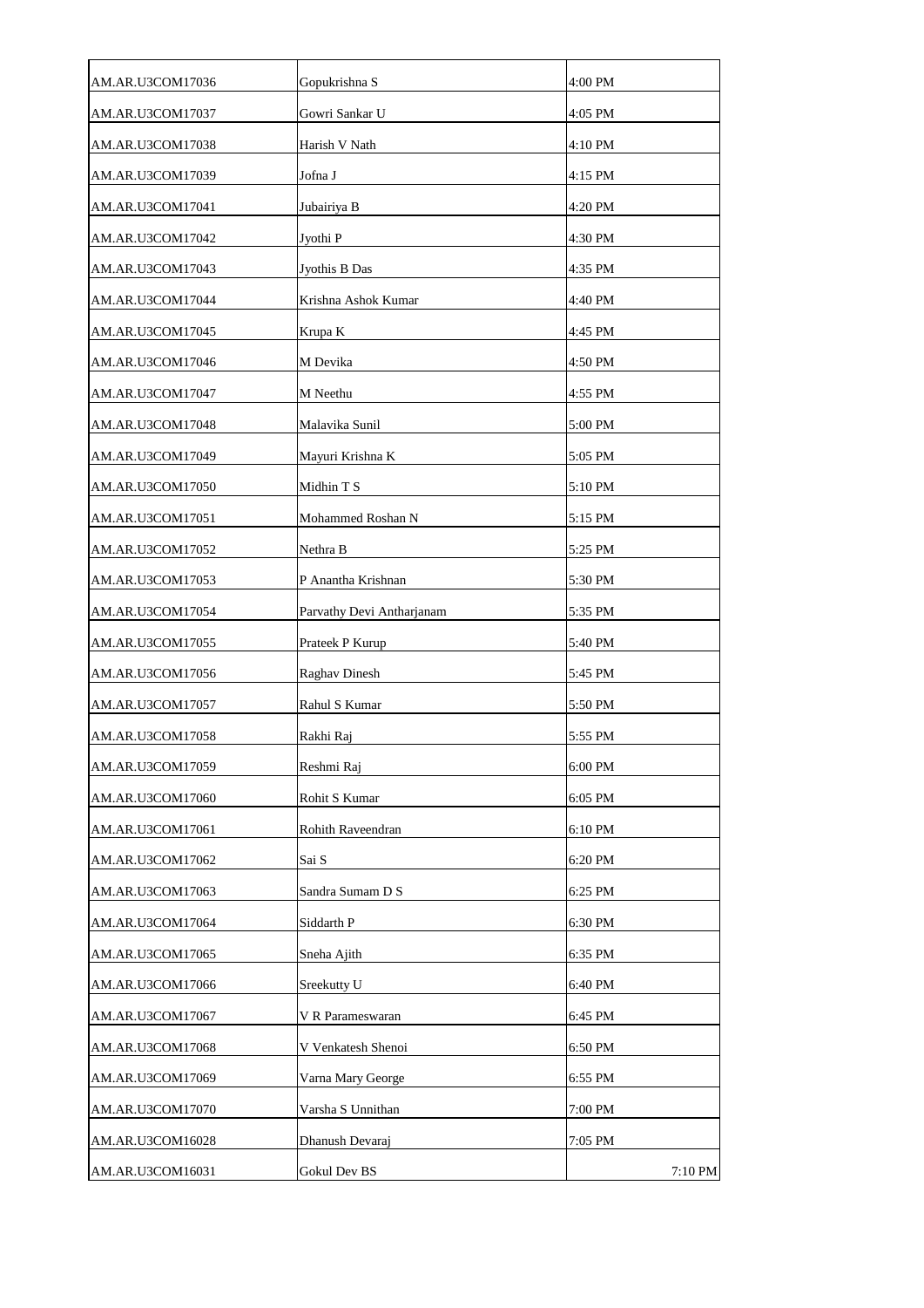| | | |
|---|---|---|
| AM.AR.U3COM17036 | Gopukrishna S | 4:00 PM |
| AM.AR.U3COM17037 | Gowri Sankar U | 4:05 PM |
| AM.AR.U3COM17038 | Harish V Nath | 4:10 PM |
| AM.AR.U3COM17039 | Jofna J | 4:15 PM |
| AM.AR.U3COM17041 | Jubairiya B | 4:20 PM |
| AM.AR.U3COM17042 | Jyothi P | 4:30 PM |
| AM.AR.U3COM17043 | Jyothis B Das | 4:35 PM |
| AM.AR.U3COM17044 | Krishna Ashok Kumar | 4:40 PM |
| AM.AR.U3COM17045 | Krupa K | 4:45 PM |
| AM.AR.U3COM17046 | M Devika | 4:50 PM |
| AM.AR.U3COM17047 | M Neethu | 4:55 PM |
| AM.AR.U3COM17048 | Malavika Sunil | 5:00 PM |
| AM.AR.U3COM17049 | Mayuri Krishna K | 5:05 PM |
| AM.AR.U3COM17050 | Midhin T S | 5:10 PM |
| AM.AR.U3COM17051 | Mohammed Roshan N | 5:15 PM |
| AM.AR.U3COM17052 | Nethra B | 5:25 PM |
| AM.AR.U3COM17053 | P Anantha Krishnan | 5:30 PM |
| AM.AR.U3COM17054 | Parvathy Devi Antharjanam | 5:35 PM |
| AM.AR.U3COM17055 | Prateek P Kurup | 5:40 PM |
| AM.AR.U3COM17056 | Raghav Dinesh | 5:45 PM |
| AM.AR.U3COM17057 | Rahul S Kumar | 5:50 PM |
| AM.AR.U3COM17058 | Rakhi Raj | 5:55 PM |
| AM.AR.U3COM17059 | Reshmi Raj | 6:00 PM |
| AM.AR.U3COM17060 | Rohit S Kumar | 6:05 PM |
| AM.AR.U3COM17061 | Rohith Raveendran | 6:10 PM |
| AM.AR.U3COM17062 | Sai S | 6:20 PM |
| AM.AR.U3COM17063 | Sandra Sumam D S | 6:25 PM |
| AM.AR.U3COM17064 | Siddarth P | 6:30 PM |
| AM.AR.U3COM17065 | Sneha Ajith | 6:35 PM |
| AM.AR.U3COM17066 | Sreekutty U | 6:40 PM |
| AM.AR.U3COM17067 | V R Parameswaran | 6:45 PM |
| AM.AR.U3COM17068 | V Venkatesh Shenoi | 6:50 PM |
| AM.AR.U3COM17069 | Varna Mary George | 6:55 PM |
| AM.AR.U3COM17070 | Varsha S Unnithan | 7:00 PM |
| AM.AR.U3COM16028 | Dhanush Devaraj | 7:05 PM |
| AM.AR.U3COM16031 | Gokul Dev BS | 7:10 PM |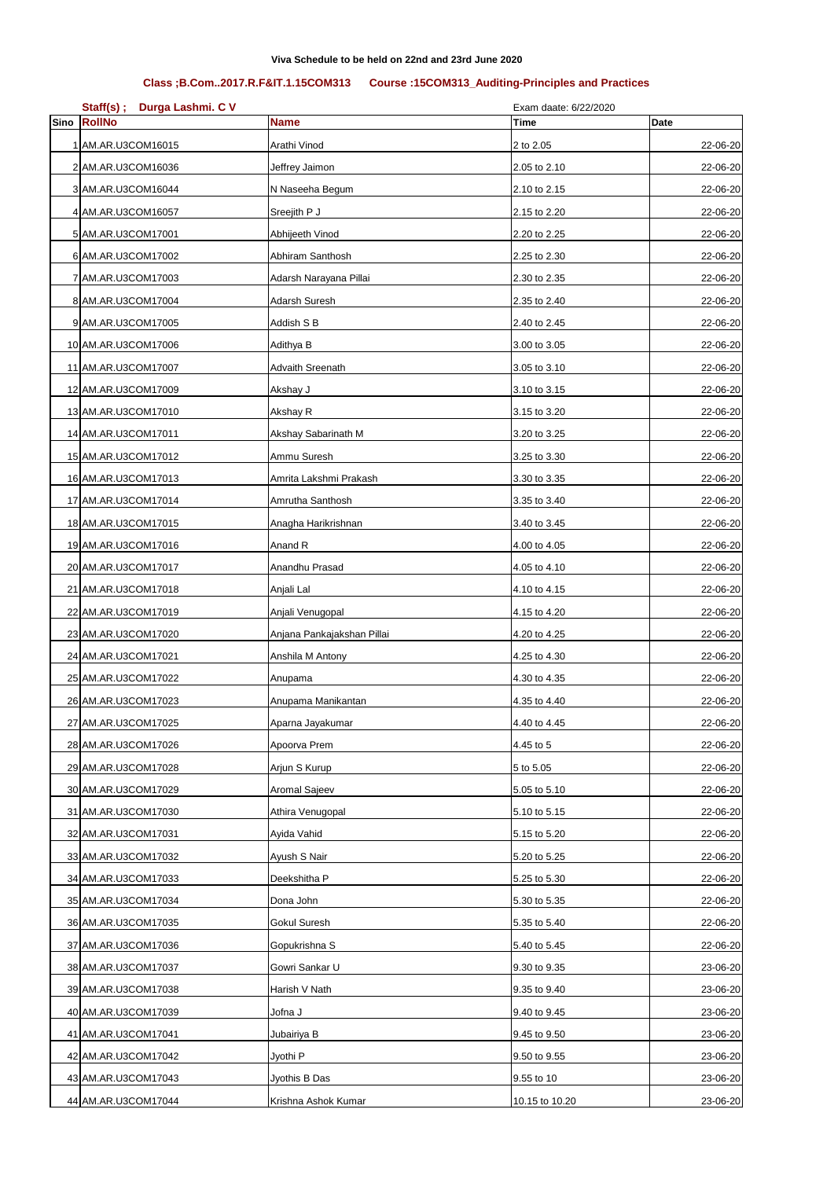**Viva Schedule to be held on 22nd and 23rd June 2020**

**Class ;B.Com..2017.R.F&IT.1.15COM313 Course :15COM313_Auditing-Principles and Practices**

**Staff(s) ; Durga Lashmi. C V** Exam daate: 6/22/2020

| Sino | RollNo | Name | Time | Date |
|---|---|---|---|---|
| 1 | AM.AR.U3COM16015 | Arathi Vinod | 2 to 2.05 | 22-06-20 |
| 2 | AM.AR.U3COM16036 | Jeffrey Jaimon | 2.05 to 2.10 | 22-06-20 |
| 3 | AM.AR.U3COM16044 | N Naseeha Begum | 2.10 to 2.15 | 22-06-20 |
| 4 | AM.AR.U3COM16057 | Sreejith P J | 2.15 to 2.20 | 22-06-20 |
| 5 | AM.AR.U3COM17001 | Abhijeeth Vinod | 2.20 to 2.25 | 22-06-20 |
| 6 | AM.AR.U3COM17002 | Abhiram Santhosh | 2.25 to 2.30 | 22-06-20 |
| 7 | AM.AR.U3COM17003 | Adarsh Narayana Pillai | 2.30 to 2.35 | 22-06-20 |
| 8 | AM.AR.U3COM17004 | Adarsh Suresh | 2.35 to 2.40 | 22-06-20 |
| 9 | AM.AR.U3COM17005 | Addish S B | 2.40 to 2.45 | 22-06-20 |
| 10 | AM.AR.U3COM17006 | Adithya B | 3.00 to 3.05 | 22-06-20 |
| 11 | AM.AR.U3COM17007 | Advaith Sreenath | 3.05 to 3.10 | 22-06-20 |
| 12 | AM.AR.U3COM17009 | Akshay J | 3.10 to 3.15 | 22-06-20 |
| 13 | AM.AR.U3COM17010 | Akshay R | 3.15 to 3.20 | 22-06-20 |
| 14 | AM.AR.U3COM17011 | Akshay Sabarinath M | 3.20 to 3.25 | 22-06-20 |
| 15 | AM.AR.U3COM17012 | Ammu Suresh | 3.25 to 3.30 | 22-06-20 |
| 16 | AM.AR.U3COM17013 | Amrita Lakshmi Prakash | 3.30 to 3.35 | 22-06-20 |
| 17 | AM.AR.U3COM17014 | Amrutha Santhosh | 3.35 to 3.40 | 22-06-20 |
| 18 | AM.AR.U3COM17015 | Anagha Harikrishnan | 3.40 to 3.45 | 22-06-20 |
| 19 | AM.AR.U3COM17016 | Anand R | 4.00 to 4.05 | 22-06-20 |
| 20 | AM.AR.U3COM17017 | Anandhu Prasad | 4.05 to 4.10 | 22-06-20 |
| 21 | AM.AR.U3COM17018 | Anjali Lal | 4.10 to 4.15 | 22-06-20 |
| 22 | AM.AR.U3COM17019 | Anjali Venugopal | 4.15 to 4.20 | 22-06-20 |
| 23 | AM.AR.U3COM17020 | Anjana Pankajakshan Pillai | 4.20 to 4.25 | 22-06-20 |
| 24 | AM.AR.U3COM17021 | Anshila M Antony | 4.25 to 4.30 | 22-06-20 |
| 25 | AM.AR.U3COM17022 | Anupama | 4.30 to 4.35 | 22-06-20 |
| 26 | AM.AR.U3COM17023 | Anupama Manikantan | 4.35 to 4.40 | 22-06-20 |
| 27 | AM.AR.U3COM17025 | Aparna Jayakumar | 4.40 to 4.45 | 22-06-20 |
| 28 | AM.AR.U3COM17026 | Apoorva Prem | 4.45 to 5 | 22-06-20 |
| 29 | AM.AR.U3COM17028 | Arjun S Kurup | 5 to 5.05 | 22-06-20 |
| 30 | AM.AR.U3COM17029 | Aromal Sajeev | 5.05 to 5.10 | 22-06-20 |
| 31 | AM.AR.U3COM17030 | Athira Venugopal | 5.10 to 5.15 | 22-06-20 |
| 32 | AM.AR.U3COM17031 | Ayida Vahid | 5.15 to 5.20 | 22-06-20 |
| 33 | AM.AR.U3COM17032 | Ayush S Nair | 5.20 to 5.25 | 22-06-20 |
| 34 | AM.AR.U3COM17033 | Deekshitha P | 5.25 to 5.30 | 22-06-20 |
| 35 | AM.AR.U3COM17034 | Dona John | 5.30 to 5.35 | 22-06-20 |
| 36 | AM.AR.U3COM17035 | Gokul Suresh | 5.35 to 5.40 | 22-06-20 |
| 37 | AM.AR.U3COM17036 | Gopukrishna S | 5.40 to 5.45 | 22-06-20 |
| 38 | AM.AR.U3COM17037 | Gowri Sankar U | 9.30 to 9.35 | 23-06-20 |
| 39 | AM.AR.U3COM17038 | Harish V Nath | 9.35 to 9.40 | 23-06-20 |
| 40 | AM.AR.U3COM17039 | Jofna J | 9.40 to 9.45 | 23-06-20 |
| 41 | AM.AR.U3COM17041 | Jubairiya B | 9.45 to 9.50 | 23-06-20 |
| 42 | AM.AR.U3COM17042 | Jyothi P | 9.50 to 9.55 | 23-06-20 |
| 43 | AM.AR.U3COM17043 | Jyothis B Das | 9.55 to 10 | 23-06-20 |
| 44 | AM.AR.U3COM17044 | Krishna Ashok Kumar | 10.15 to 10.20 | 23-06-20 |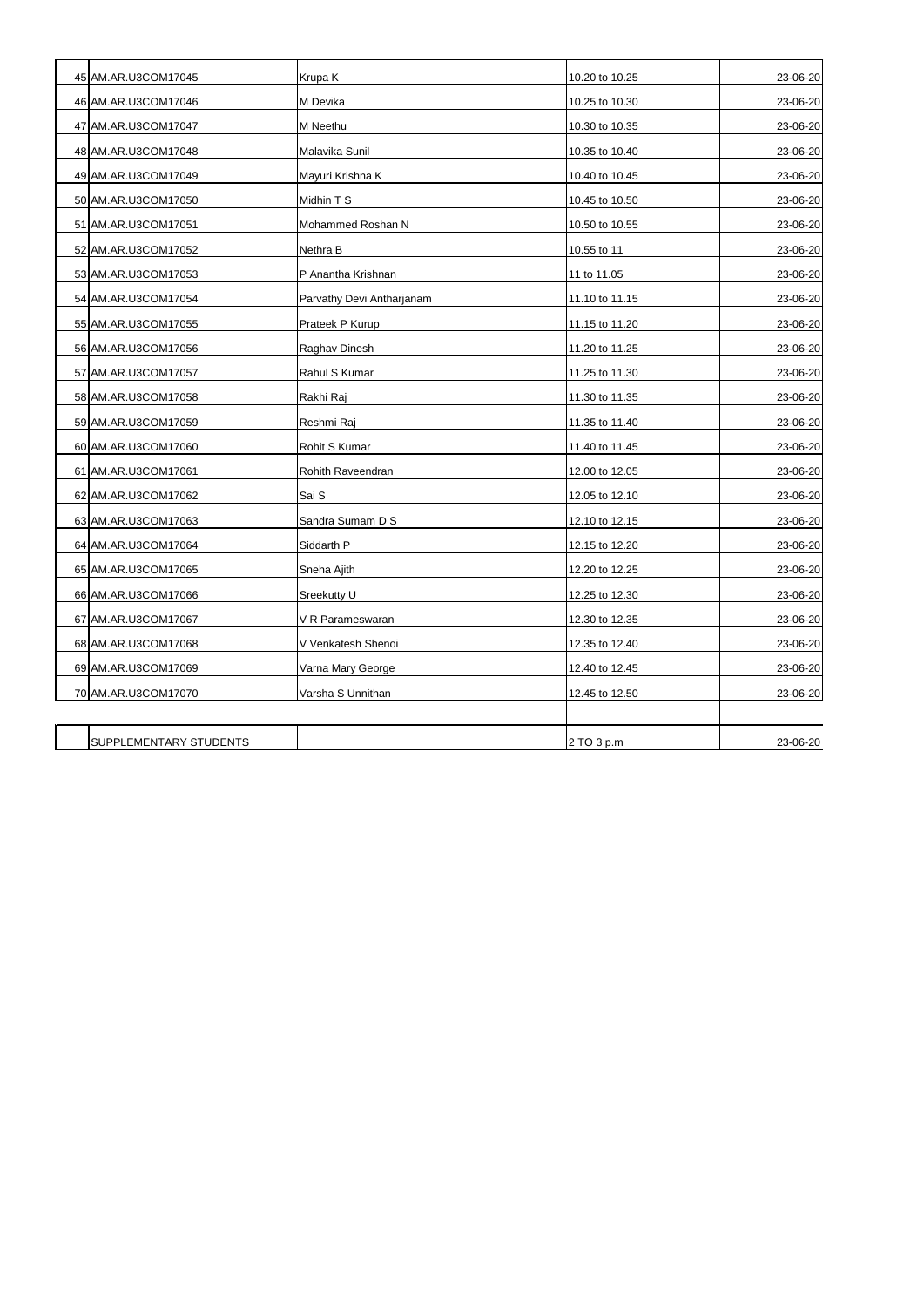| | | | | |
|---|---|---|---|---|
| 45 | AM.AR.U3COM17045 | Krupa K | 10.20 to 10.25 | 23-06-20 |
| 46 | AM.AR.U3COM17046 | M Devika | 10.25 to 10.30 | 23-06-20 |
| 47 | AM.AR.U3COM17047 | M Neethu | 10.30 to 10.35 | 23-06-20 |
| 48 | AM.AR.U3COM17048 | Malavika Sunil | 10.35 to 10.40 | 23-06-20 |
| 49 | AM.AR.U3COM17049 | Mayuri Krishna K | 10.40 to 10.45 | 23-06-20 |
| 50 | AM.AR.U3COM17050 | Midhin T S | 10.45 to 10.50 | 23-06-20 |
| 51 | AM.AR.U3COM17051 | Mohammed Roshan N | 10.50 to 10.55 | 23-06-20 |
| 52 | AM.AR.U3COM17052 | Nethra B | 10.55 to 11 | 23-06-20 |
| 53 | AM.AR.U3COM17053 | P Anantha Krishnan | 11 to 11.05 | 23-06-20 |
| 54 | AM.AR.U3COM17054 | Parvathy Devi Antharjanam | 11.10 to 11.15 | 23-06-20 |
| 55 | AM.AR.U3COM17055 | Prateek P Kurup | 11.15 to 11.20 | 23-06-20 |
| 56 | AM.AR.U3COM17056 | Raghav Dinesh | 11.20 to 11.25 | 23-06-20 |
| 57 | AM.AR.U3COM17057 | Rahul S Kumar | 11.25 to 11.30 | 23-06-20 |
| 58 | AM.AR.U3COM17058 | Rakhi Raj | 11.30 to 11.35 | 23-06-20 |
| 59 | AM.AR.U3COM17059 | Reshmi Raj | 11.35 to 11.40 | 23-06-20 |
| 60 | AM.AR.U3COM17060 | Rohit S Kumar | 11.40 to 11.45 | 23-06-20 |
| 61 | AM.AR.U3COM17061 | Rohith Raveendran | 12.00 to 12.05 | 23-06-20 |
| 62 | AM.AR.U3COM17062 | Sai S | 12.05 to 12.10 | 23-06-20 |
| 63 | AM.AR.U3COM17063 | Sandra Sumam D S | 12.10 to 12.15 | 23-06-20 |
| 64 | AM.AR.U3COM17064 | Siddarth P | 12.15 to 12.20 | 23-06-20 |
| 65 | AM.AR.U3COM17065 | Sneha Ajith | 12.20 to 12.25 | 23-06-20 |
| 66 | AM.AR.U3COM17066 | Sreekutty U | 12.25 to 12.30 | 23-06-20 |
| 67 | AM.AR.U3COM17067 | V R Parameswaran | 12.30 to 12.35 | 23-06-20 |
| 68 | AM.AR.U3COM17068 | V Venkatesh Shenoi | 12.35 to 12.40 | 23-06-20 |
| 69 | AM.AR.U3COM17069 | Varna Mary George | 12.40 to 12.45 | 23-06-20 |
| 70 | AM.AR.U3COM17070 | Varsha S Unnithan | 12.45 to 12.50 | 23-06-20 |
| | | | | |
| | SUPPLEMENTARY STUDENTS | | 2 TO 3 p.m | 23-06-20 |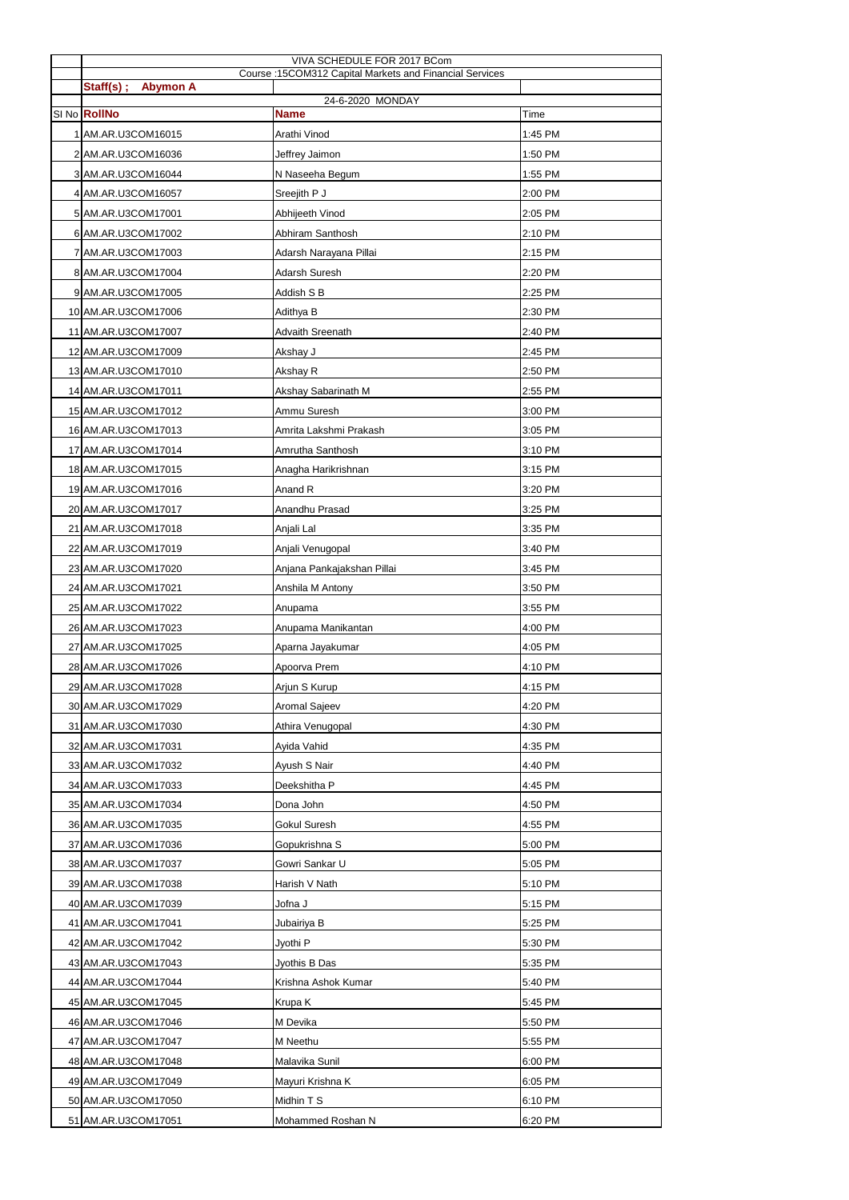VIVA SCHEDULE FOR 2017 BCom

Course :15COM312 Capital Markets and Financial Services

**Staff(s) ; Abymon A**

24-6-2020 MONDAY

| Sl No | **RollNo** | **Name** | Time |
|---|---|---|---|
| 1 | AM.AR.U3COM16015 | Arathi Vinod | 1:45 PM |
| 2 | AM.AR.U3COM16036 | Jeffrey Jaimon | 1:50 PM |
| 3 | AM.AR.U3COM16044 | N Naseeha Begum | 1:55 PM |
| 4 | AM.AR.U3COM16057 | Sreejith P J | 2:00 PM |
| 5 | AM.AR.U3COM17001 | Abhijeeth Vinod | 2:05 PM |
| 6 | AM.AR.U3COM17002 | Abhiram Santhosh | 2:10 PM |
| 7 | AM.AR.U3COM17003 | Adarsh Narayana Pillai | 2:15 PM |
| 8 | AM.AR.U3COM17004 | Adarsh Suresh | 2:20 PM |
| 9 | AM.AR.U3COM17005 | Addish S B | 2:25 PM |
| 10 | AM.AR.U3COM17006 | Adithya B | 2:30 PM |
| 11 | AM.AR.U3COM17007 | Advaith Sreenath | 2:40 PM |
| 12 | AM.AR.U3COM17009 | Akshay J | 2:45 PM |
| 13 | AM.AR.U3COM17010 | Akshay R | 2:50 PM |
| 14 | AM.AR.U3COM17011 | Akshay Sabarinath M | 2:55 PM |
| 15 | AM.AR.U3COM17012 | Ammu Suresh | 3:00 PM |
| 16 | AM.AR.U3COM17013 | Amrita Lakshmi Prakash | 3:05 PM |
| 17 | AM.AR.U3COM17014 | Amrutha Santhosh | 3:10 PM |
| 18 | AM.AR.U3COM17015 | Anagha Harikrishnan | 3:15 PM |
| 19 | AM.AR.U3COM17016 | Anand R | 3:20 PM |
| 20 | AM.AR.U3COM17017 | Anandhu Prasad | 3:25 PM |
| 21 | AM.AR.U3COM17018 | Anjali Lal | 3:35 PM |
| 22 | AM.AR.U3COM17019 | Anjali Venugopal | 3:40 PM |
| 23 | AM.AR.U3COM17020 | Anjana Pankajakshan Pillai | 3:45 PM |
| 24 | AM.AR.U3COM17021 | Anshila M Antony | 3:50 PM |
| 25 | AM.AR.U3COM17022 | Anupama | 3:55 PM |
| 26 | AM.AR.U3COM17023 | Anupama Manikantan | 4:00 PM |
| 27 | AM.AR.U3COM17025 | Aparna Jayakumar | 4:05 PM |
| 28 | AM.AR.U3COM17026 | Apoorva Prem | 4:10 PM |
| 29 | AM.AR.U3COM17028 | Arjun S Kurup | 4:15 PM |
| 30 | AM.AR.U3COM17029 | Aromal Sajeev | 4:20 PM |
| 31 | AM.AR.U3COM17030 | Athira Venugopal | 4:30 PM |
| 32 | AM.AR.U3COM17031 | Ayida Vahid | 4:35 PM |
| 33 | AM.AR.U3COM17032 | Ayush S Nair | 4:40 PM |
| 34 | AM.AR.U3COM17033 | Deekshitha P | 4:45 PM |
| 35 | AM.AR.U3COM17034 | Dona John | 4:50 PM |
| 36 | AM.AR.U3COM17035 | Gokul Suresh | 4:55 PM |
| 37 | AM.AR.U3COM17036 | Gopukrishna S | 5:00 PM |
| 38 | AM.AR.U3COM17037 | Gowri Sankar U | 5:05 PM |
| 39 | AM.AR.U3COM17038 | Harish V Nath | 5:10 PM |
| 40 | AM.AR.U3COM17039 | Jofna J | 5:15 PM |
| 41 | AM.AR.U3COM17041 | Jubairiya B | 5:25 PM |
| 42 | AM.AR.U3COM17042 | Jyothi P | 5:30 PM |
| 43 | AM.AR.U3COM17043 | Jyothis B Das | 5:35 PM |
| 44 | AM.AR.U3COM17044 | Krishna Ashok Kumar | 5:40 PM |
| 45 | AM.AR.U3COM17045 | Krupa K | 5:45 PM |
| 46 | AM.AR.U3COM17046 | M Devika | 5:50 PM |
| 47 | AM.AR.U3COM17047 | M Neethu | 5:55 PM |
| 48 | AM.AR.U3COM17048 | Malavika Sunil | 6:00 PM |
| 49 | AM.AR.U3COM17049 | Mayuri Krishna K | 6:05 PM |
| 50 | AM.AR.U3COM17050 | Midhin T S | 6:10 PM |
| 51 | AM.AR.U3COM17051 | Mohammed Roshan N | 6:20 PM |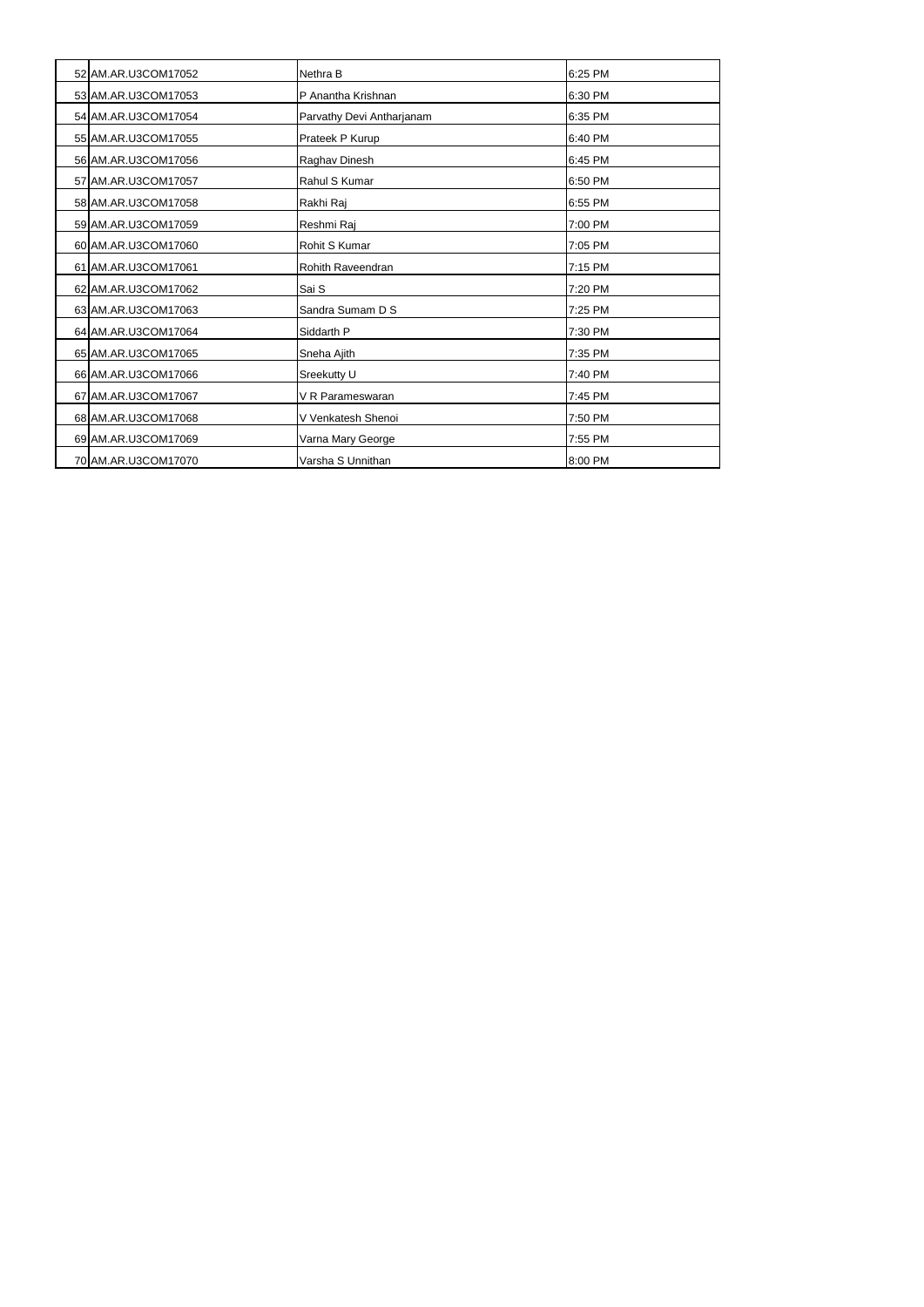| | | | |
|---|---|---|---|
| 52 | AM.AR.U3COM17052 | Nethra B | 6:25 PM |
| 53 | AM.AR.U3COM17053 | P Anantha Krishnan | 6:30 PM |
| 54 | AM.AR.U3COM17054 | Parvathy Devi Antharjanam | 6:35 PM |
| 55 | AM.AR.U3COM17055 | Prateek P Kurup | 6:40 PM |
| 56 | AM.AR.U3COM17056 | Raghav Dinesh | 6:45 PM |
| 57 | AM.AR.U3COM17057 | Rahul S Kumar | 6:50 PM |
| 58 | AM.AR.U3COM17058 | Rakhi Raj | 6:55 PM |
| 59 | AM.AR.U3COM17059 | Reshmi Raj | 7:00 PM |
| 60 | AM.AR.U3COM17060 | Rohit S Kumar | 7:05 PM |
| 61 | AM.AR.U3COM17061 | Rohith Raveendran | 7:15 PM |
| 62 | AM.AR.U3COM17062 | Sai S | 7:20 PM |
| 63 | AM.AR.U3COM17063 | Sandra Sumam D S | 7:25 PM |
| 64 | AM.AR.U3COM17064 | Siddarth P | 7:30 PM |
| 65 | AM.AR.U3COM17065 | Sneha Ajith | 7:35 PM |
| 66 | AM.AR.U3COM17066 | Sreekutty U | 7:40 PM |
| 67 | AM.AR.U3COM17067 | V R Parameswaran | 7:45 PM |
| 68 | AM.AR.U3COM17068 | V Venkatesh Shenoi | 7:50 PM |
| 69 | AM.AR.U3COM17069 | Varna Mary George | 7:55 PM |
| 70 | AM.AR.U3COM17070 | Varsha S Unnithan | 8:00 PM |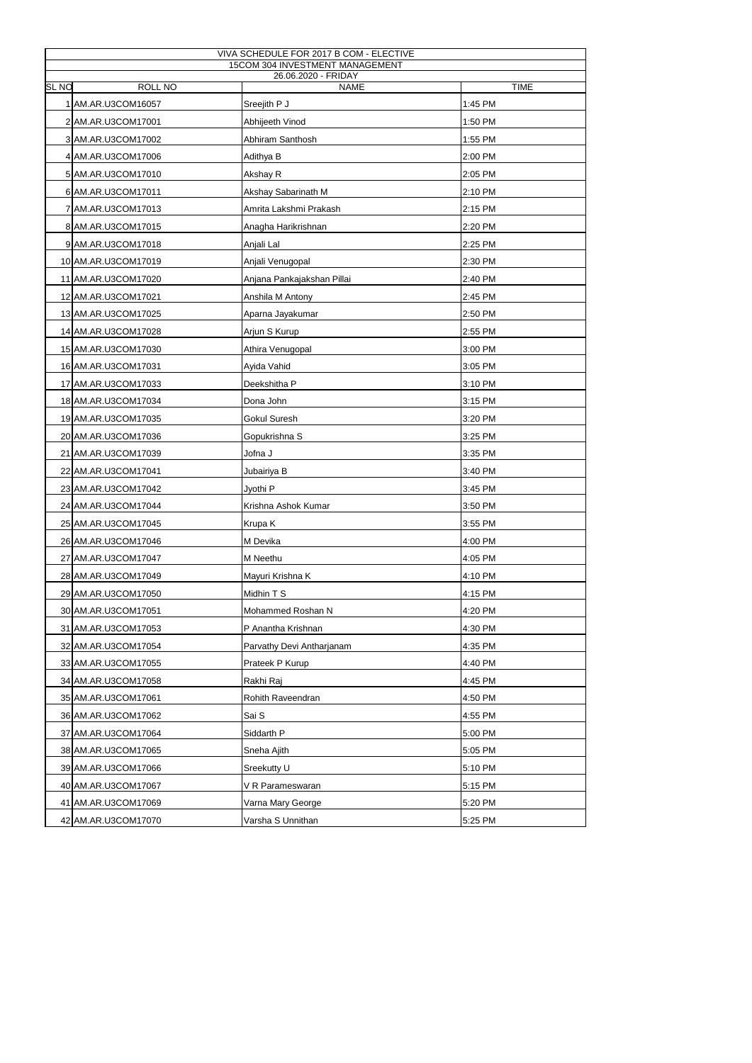| VIVA SCHEDULE FOR 2017 B COM - ELECTIVE | | | |
|---|---|---|---|
| 15COM 304 INVESTMENT MANAGEMENT | | | |
| 26.06.2020 - FRIDAY | | | |
| SL NO | ROLL NO | NAME | TIME |
| 1 | AM.AR.U3COM16057 | Sreejith P J | 1:45 PM |
| 2 | AM.AR.U3COM17001 | Abhijeeth Vinod | 1:50 PM |
| 3 | AM.AR.U3COM17002 | Abhiram Santhosh | 1:55 PM |
| 4 | AM.AR.U3COM17006 | Adithya B | 2:00 PM |
| 5 | AM.AR.U3COM17010 | Akshay R | 2:05 PM |
| 6 | AM.AR.U3COM17011 | Akshay Sabarinath M | 2:10 PM |
| 7 | AM.AR.U3COM17013 | Amrita Lakshmi Prakash | 2:15 PM |
| 8 | AM.AR.U3COM17015 | Anagha Harikrishnan | 2:20 PM |
| 9 | AM.AR.U3COM17018 | Anjali Lal | 2:25 PM |
| 10 | AM.AR.U3COM17019 | Anjali Venugopal | 2:30 PM |
| 11 | AM.AR.U3COM17020 | Anjana Pankajakshan Pillai | 2:40 PM |
| 12 | AM.AR.U3COM17021 | Anshila M Antony | 2:45 PM |
| 13 | AM.AR.U3COM17025 | Aparna Jayakumar | 2:50 PM |
| 14 | AM.AR.U3COM17028 | Arjun S Kurup | 2:55 PM |
| 15 | AM.AR.U3COM17030 | Athira Venugopal | 3:00 PM |
| 16 | AM.AR.U3COM17031 | Ayida Vahid | 3:05 PM |
| 17 | AM.AR.U3COM17033 | Deekshitha P | 3:10 PM |
| 18 | AM.AR.U3COM17034 | Dona John | 3:15 PM |
| 19 | AM.AR.U3COM17035 | Gokul Suresh | 3:20 PM |
| 20 | AM.AR.U3COM17036 | Gopukrishna S | 3:25 PM |
| 21 | AM.AR.U3COM17039 | Jofna J | 3:35 PM |
| 22 | AM.AR.U3COM17041 | Jubairiya B | 3:40 PM |
| 23 | AM.AR.U3COM17042 | Jyothi P | 3:45 PM |
| 24 | AM.AR.U3COM17044 | Krishna Ashok Kumar | 3:50 PM |
| 25 | AM.AR.U3COM17045 | Krupa K | 3:55 PM |
| 26 | AM.AR.U3COM17046 | M Devika | 4:00 PM |
| 27 | AM.AR.U3COM17047 | M Neethu | 4:05 PM |
| 28 | AM.AR.U3COM17049 | Mayuri Krishna K | 4:10 PM |
| 29 | AM.AR.U3COM17050 | Midhin T S | 4:15 PM |
| 30 | AM.AR.U3COM17051 | Mohammed Roshan N | 4:20 PM |
| 31 | AM.AR.U3COM17053 | P Anantha Krishnan | 4:30 PM |
| 32 | AM.AR.U3COM17054 | Parvathy Devi Antharjanam | 4:35 PM |
| 33 | AM.AR.U3COM17055 | Prateek P Kurup | 4:40 PM |
| 34 | AM.AR.U3COM17058 | Rakhi Raj | 4:45 PM |
| 35 | AM.AR.U3COM17061 | Rohith Raveendran | 4:50 PM |
| 36 | AM.AR.U3COM17062 | Sai S | 4:55 PM |
| 37 | AM.AR.U3COM17064 | Siddarth P | 5:00 PM |
| 38 | AM.AR.U3COM17065 | Sneha Ajith | 5:05 PM |
| 39 | AM.AR.U3COM17066 | Sreekutty U | 5:10 PM |
| 40 | AM.AR.U3COM17067 | V R Parameswaran | 5:15 PM |
| 41 | AM.AR.U3COM17069 | Varna Mary George | 5:20 PM |
| 42 | AM.AR.U3COM17070 | Varsha S Unnithan | 5:25 PM |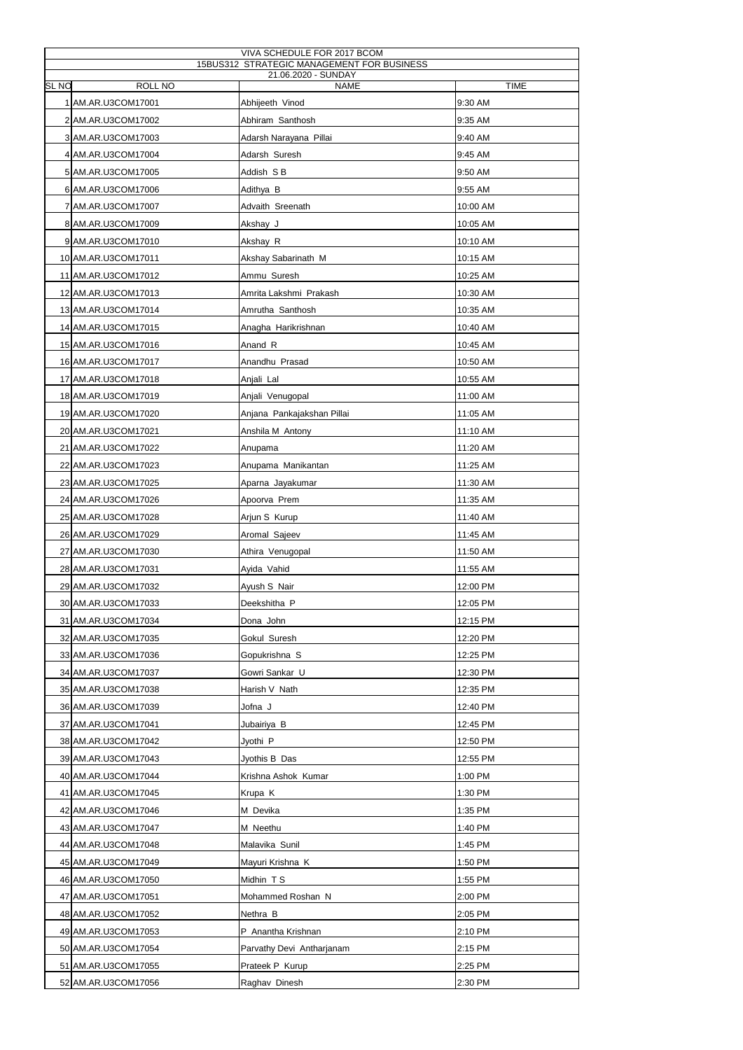| VIVA SCHEDULE FOR 2017 BCOM | | | |
|---|---|---|---|
| 15BUS312 STRATEGIC MANAGEMENT FOR BUSINESS | | | |
| 21.06.2020 - SUNDAY | | | |
| SL NO | ROLL NO | NAME | TIME |
| 1 | AM.AR.U3COM17001 | Abhijeeth Vinod | 9:30 AM |
| 2 | AM.AR.U3COM17002 | Abhiram Santhosh | 9:35 AM |
| 3 | AM.AR.U3COM17003 | Adarsh Narayana Pillai | 9:40 AM |
| 4 | AM.AR.U3COM17004 | Adarsh Suresh | 9:45 AM |
| 5 | AM.AR.U3COM17005 | Addish S B | 9:50 AM |
| 6 | AM.AR.U3COM17006 | Adithya B | 9:55 AM |
| 7 | AM.AR.U3COM17007 | Advaith Sreenath | 10:00 AM |
| 8 | AM.AR.U3COM17009 | Akshay J | 10:05 AM |
| 9 | AM.AR.U3COM17010 | Akshay R | 10:10 AM |
| 10 | AM.AR.U3COM17011 | Akshay Sabarinath M | 10:15 AM |
| 11 | AM.AR.U3COM17012 | Ammu Suresh | 10:25 AM |
| 12 | AM.AR.U3COM17013 | Amrita Lakshmi Prakash | 10:30 AM |
| 13 | AM.AR.U3COM17014 | Amrutha Santhosh | 10:35 AM |
| 14 | AM.AR.U3COM17015 | Anagha Harikrishnan | 10:40 AM |
| 15 | AM.AR.U3COM17016 | Anand R | 10:45 AM |
| 16 | AM.AR.U3COM17017 | Anandhu Prasad | 10:50 AM |
| 17 | AM.AR.U3COM17018 | Anjali Lal | 10:55 AM |
| 18 | AM.AR.U3COM17019 | Anjali Venugopal | 11:00 AM |
| 19 | AM.AR.U3COM17020 | Anjana Pankajakshan Pillai | 11:05 AM |
| 20 | AM.AR.U3COM17021 | Anshila M Antony | 11:10 AM |
| 21 | AM.AR.U3COM17022 | Anupama | 11:20 AM |
| 22 | AM.AR.U3COM17023 | Anupama Manikantan | 11:25 AM |
| 23 | AM.AR.U3COM17025 | Aparna Jayakumar | 11:30 AM |
| 24 | AM.AR.U3COM17026 | Apoorva Prem | 11:35 AM |
| 25 | AM.AR.U3COM17028 | Arjun S Kurup | 11:40 AM |
| 26 | AM.AR.U3COM17029 | Aromal Sajeev | 11:45 AM |
| 27 | AM.AR.U3COM17030 | Athira Venugopal | 11:50 AM |
| 28 | AM.AR.U3COM17031 | Ayida Vahid | 11:55 AM |
| 29 | AM.AR.U3COM17032 | Ayush S Nair | 12:00 PM |
| 30 | AM.AR.U3COM17033 | Deekshitha P | 12:05 PM |
| 31 | AM.AR.U3COM17034 | Dona John | 12:15 PM |
| 32 | AM.AR.U3COM17035 | Gokul Suresh | 12:20 PM |
| 33 | AM.AR.U3COM17036 | Gopukrishna S | 12:25 PM |
| 34 | AM.AR.U3COM17037 | Gowri Sankar U | 12:30 PM |
| 35 | AM.AR.U3COM17038 | Harish V Nath | 12:35 PM |
| 36 | AM.AR.U3COM17039 | Jofna J | 12:40 PM |
| 37 | AM.AR.U3COM17041 | Jubairiya B | 12:45 PM |
| 38 | AM.AR.U3COM17042 | Jyothi P | 12:50 PM |
| 39 | AM.AR.U3COM17043 | Jyothis B Das | 12:55 PM |
| 40 | AM.AR.U3COM17044 | Krishna Ashok Kumar | 1:00 PM |
| 41 | AM.AR.U3COM17045 | Krupa K | 1:30 PM |
| 42 | AM.AR.U3COM17046 | M Devika | 1:35 PM |
| 43 | AM.AR.U3COM17047 | M Neethu | 1:40 PM |
| 44 | AM.AR.U3COM17048 | Malavika Sunil | 1:45 PM |
| 45 | AM.AR.U3COM17049 | Mayuri Krishna K | 1:50 PM |
| 46 | AM.AR.U3COM17050 | Midhin T S | 1:55 PM |
| 47 | AM.AR.U3COM17051 | Mohammed Roshan N | 2:00 PM |
| 48 | AM.AR.U3COM17052 | Nethra B | 2:05 PM |
| 49 | AM.AR.U3COM17053 | P Anantha Krishnan | 2:10 PM |
| 50 | AM.AR.U3COM17054 | Parvathy Devi Antharjanam | 2:15 PM |
| 51 | AM.AR.U3COM17055 | Prateek P Kurup | 2:25 PM |
| 52 | AM.AR.U3COM17056 | Raghav Dinesh | 2:30 PM |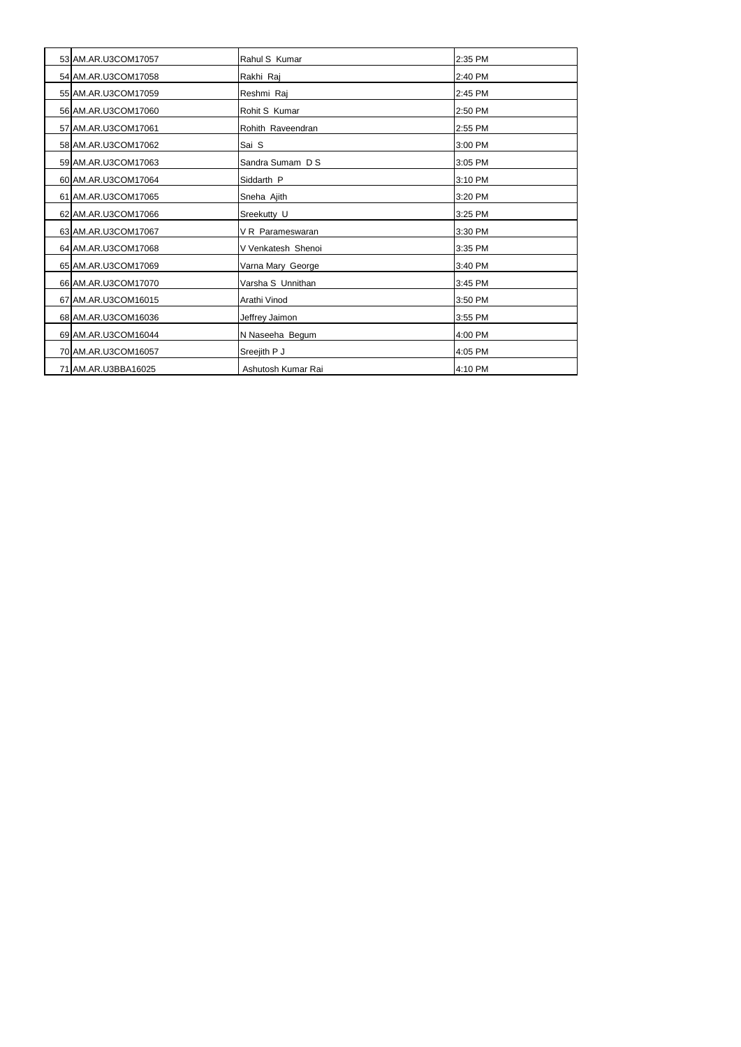| | | | |
|---|---|---|---|
| 53 | AM.AR.U3COM17057 | Rahul S Kumar | 2:35 PM |
| 54 | AM.AR.U3COM17058 | Rakhi Raj | 2:40 PM |
| 55 | AM.AR.U3COM17059 | Reshmi Raj | 2:45 PM |
| 56 | AM.AR.U3COM17060 | Rohit S Kumar | 2:50 PM |
| 57 | AM.AR.U3COM17061 | Rohith Raveendran | 2:55 PM |
| 58 | AM.AR.U3COM17062 | Sai S | 3:00 PM |
| 59 | AM.AR.U3COM17063 | Sandra Sumam D S | 3:05 PM |
| 60 | AM.AR.U3COM17064 | Siddarth P | 3:10 PM |
| 61 | AM.AR.U3COM17065 | Sneha Ajith | 3:20 PM |
| 62 | AM.AR.U3COM17066 | Sreekutty U | 3:25 PM |
| 63 | AM.AR.U3COM17067 | V R Parameswaran | 3:30 PM |
| 64 | AM.AR.U3COM17068 | V Venkatesh Shenoi | 3:35 PM |
| 65 | AM.AR.U3COM17069 | Varna Mary George | 3:40 PM |
| 66 | AM.AR.U3COM17070 | Varsha S Unnithan | 3:45 PM |
| 67 | AM.AR.U3COM16015 | Arathi Vinod | 3:50 PM |
| 68 | AM.AR.U3COM16036 | Jeffrey Jaimon | 3:55 PM |
| 69 | AM.AR.U3COM16044 | N Naseeha Begum | 4:00 PM |
| 70 | AM.AR.U3COM16057 | Sreejith P J | 4:05 PM |
| 71 | AM.AR.U3BBA16025 | Ashutosh Kumar Rai | 4:10 PM |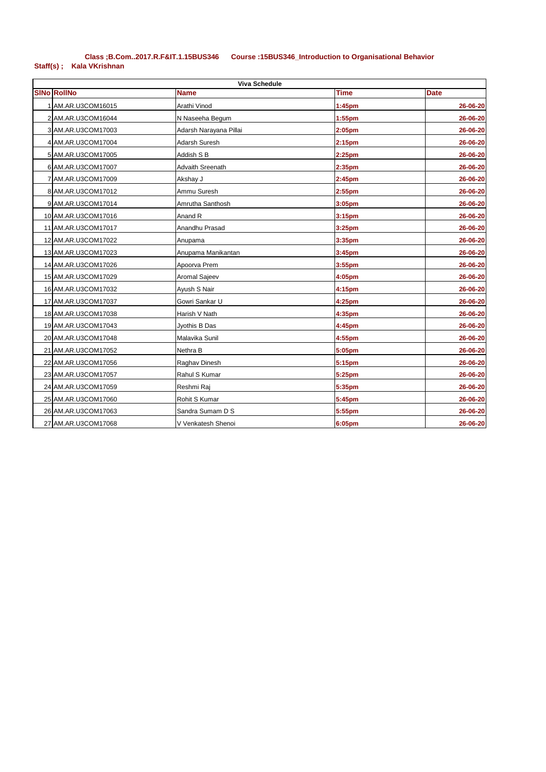**Class ;B.Com..2017.R.F&IT.1.15BUS346 Course :15BUS346_Introduction to Organisational Behavior**
**Staff(s) ; Kala VKrishnan**

| Viva Schedule | | | | |
|---|---|---|---|---|
| **SlNo** | **RollNo** | **Name** | **Time** | **Date** |
| 1 | AM.AR.U3COM16015 | Arathi Vinod | **1:45pm** | **26-06-20** |
| 2 | AM.AR.U3COM16044 | N Naseeha Begum | **1:55pm** | **26-06-20** |
| 3 | AM.AR.U3COM17003 | Adarsh Narayana Pillai | **2:05pm** | **26-06-20** |
| 4 | AM.AR.U3COM17004 | Adarsh Suresh | **2:15pm** | **26-06-20** |
| 5 | AM.AR.U3COM17005 | Addish S B | **2:25pm** | **26-06-20** |
| 6 | AM.AR.U3COM17007 | Advaith Sreenath | **2:35pm** | **26-06-20** |
| 7 | AM.AR.U3COM17009 | Akshay J | **2:45pm** | **26-06-20** |
| 8 | AM.AR.U3COM17012 | Ammu Suresh | **2:55pm** | **26-06-20** |
| 9 | AM.AR.U3COM17014 | Amrutha Santhosh | **3:05pm** | **26-06-20** |
| 10 | AM.AR.U3COM17016 | Anand R | **3:15pm** | **26-06-20** |
| 11 | AM.AR.U3COM17017 | Anandhu Prasad | **3:25pm** | **26-06-20** |
| 12 | AM.AR.U3COM17022 | Anupama | **3:35pm** | **26-06-20** |
| 13 | AM.AR.U3COM17023 | Anupama Manikantan | **3:45pm** | **26-06-20** |
| 14 | AM.AR.U3COM17026 | Apoorva Prem | **3:55pm** | **26-06-20** |
| 15 | AM.AR.U3COM17029 | Aromal Sajeev | **4:05pm** | **26-06-20** |
| 16 | AM.AR.U3COM17032 | Ayush S Nair | **4:15pm** | **26-06-20** |
| 17 | AM.AR.U3COM17037 | Gowri Sankar U | **4:25pm** | **26-06-20** |
| 18 | AM.AR.U3COM17038 | Harish V Nath | **4:35pm** | **26-06-20** |
| 19 | AM.AR.U3COM17043 | Jyothis B Das | **4:45pm** | **26-06-20** |
| 20 | AM.AR.U3COM17048 | Malavika Sunil | **4:55pm** | **26-06-20** |
| 21 | AM.AR.U3COM17052 | Nethra B | **5:05pm** | **26-06-20** |
| 22 | AM.AR.U3COM17056 | Raghav Dinesh | **5:15pm** | **26-06-20** |
| 23 | AM.AR.U3COM17057 | Rahul S Kumar | **5:25pm** | **26-06-20** |
| 24 | AM.AR.U3COM17059 | Reshmi Raj | **5:35pm** | **26-06-20** |
| 25 | AM.AR.U3COM17060 | Rohit S Kumar | **5:45pm** | **26-06-20** |
| 26 | AM.AR.U3COM17063 | Sandra Sumam D S | **5:55pm** | **26-06-20** |
| 27 | AM.AR.U3COM17068 | V Venkatesh Shenoi | **6:05pm** | **26-06-20** |